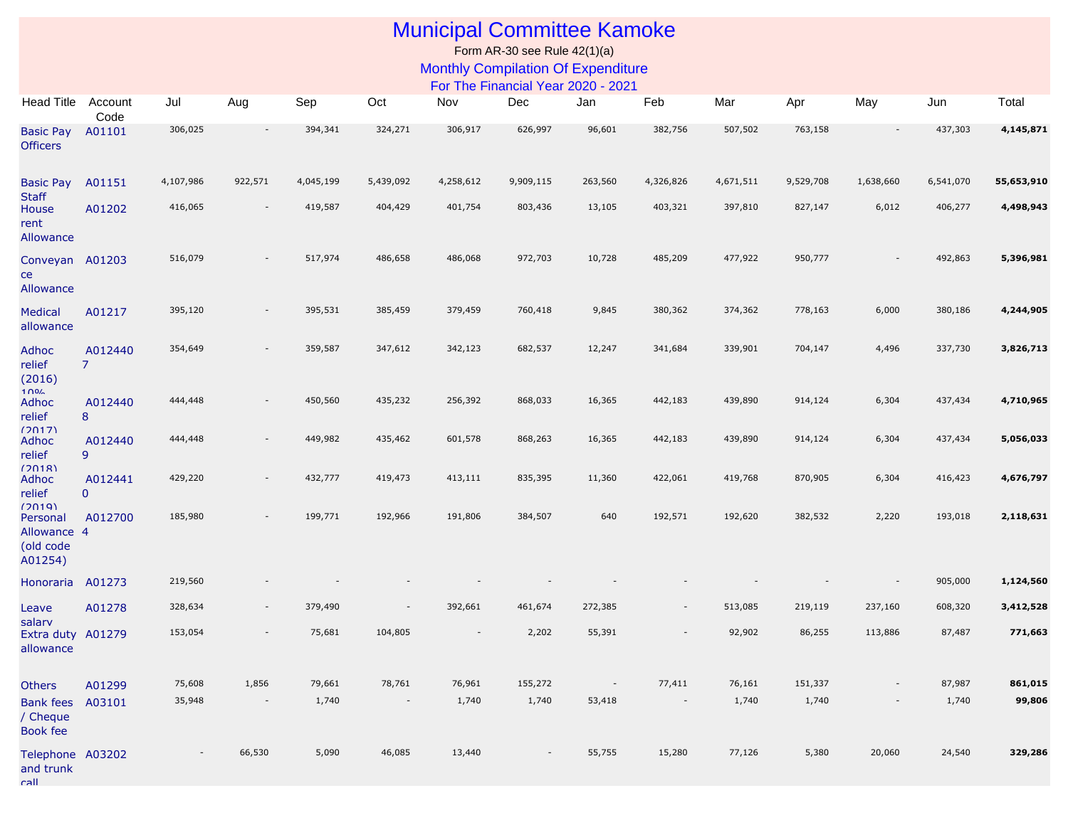# Municipal Committee Kamoke

Form AR-30 see Rule 42(1)(a)

## Monthly Compilation Of Expenditure

### For The Financial Year 2020 - 2021

| Head Title | Account Code | Jul | Aug | Sep | Oct | Nov | Dec | Jan | Feb | Mar | Apr | May | Jun | Total |
|---|---|---|---|---|---|---|---|---|---|---|---|---|---|---|
| Basic Pay Officers | A01101 | 306,025 | - | 394,341 | 324,271 | 306,917 | 626,997 | 96,601 | 382,756 | 507,502 | 763,158 | - | 437,303 | **4,145,871** |
| Basic Pay Staff | A01151 | 4,107,986 | 922,571 | 4,045,199 | 5,439,092 | 4,258,612 | 9,909,115 | 263,560 | 4,326,826 | 4,671,511 | 9,529,708 | 1,638,660 | 6,541,070 | **55,653,910** |
| House rent Allowance | A01202 | 416,065 | - | 419,587 | 404,429 | 401,754 | 803,436 | 13,105 | 403,321 | 397,810 | 827,147 | 6,012 | 406,277 | **4,498,943** |
| Conveyance Allowance | A01203 | 516,079 | - | 517,974 | 486,658 | 486,068 | 972,703 | 10,728 | 485,209 | 477,922 | 950,777 | - | 492,863 | **5,396,981** |
| Medical allowance | A01217 | 395,120 | - | 395,531 | 385,459 | 379,459 | 760,418 | 9,845 | 380,362 | 374,362 | 778,163 | 6,000 | 380,186 | **4,244,905** |
| Adhoc relief (2016) 10% | A0124407 | 354,649 | - | 359,587 | 347,612 | 342,123 | 682,537 | 12,247 | 341,684 | 339,901 | 704,147 | 4,496 | 337,730 | **3,826,713** |
| Adhoc relief (2017) | A0124408 | 444,448 | - | 450,560 | 435,232 | 256,392 | 868,033 | 16,365 | 442,183 | 439,890 | 914,124 | 6,304 | 437,434 | **4,710,965** |
| Adhoc relief (2018) | A0124409 | 444,448 | - | 449,982 | 435,462 | 601,578 | 868,263 | 16,365 | 442,183 | 439,890 | 914,124 | 6,304 | 437,434 | **5,056,033** |
| Adhoc relief (2019) | A0124410 | 429,220 | - | 432,777 | 419,473 | 413,111 | 835,395 | 11,360 | 422,061 | 419,768 | 870,905 | 6,304 | 416,423 | **4,676,797** |
| Personal Allowance (old code A01254) | A0127004 | 185,980 | - | 199,771 | 192,966 | 191,806 | 384,507 | 640 | 192,571 | 192,620 | 382,532 | 2,220 | 193,018 | **2,118,631** |
| Honoraria | A01273 | 219,560 | - | - | - | - | - | - | - | - | - | - | 905,000 | **1,124,560** |
| Leave salary | A01278 | 328,634 | - | 379,490 | - | 392,661 | 461,674 | 272,385 | - | 513,085 | 219,119 | 237,160 | 608,320 | **3,412,528** |
| Extra duty allowance | A01279 | 153,054 | - | 75,681 | 104,805 | - | 2,202 | 55,391 | - | 92,902 | 86,255 | 113,886 | 87,487 | **771,663** |
| Others | A01299 | 75,608 | 1,856 | 79,661 | 78,761 | 76,961 | 155,272 | - | 77,411 | 76,161 | 151,337 | - | 87,987 | **861,015** |
| Bank fees / Cheque Book fee | A03101 | 35,948 | - | 1,740 | - | 1,740 | 1,740 | 53,418 | - | 1,740 | 1,740 | - | 1,740 | **99,806** |
| Telephone and trunk call | A03202 | - | 66,530 | 5,090 | 46,085 | 13,440 | - | 55,755 | 15,280 | 77,126 | 5,380 | 20,060 | 24,540 | **329,286** |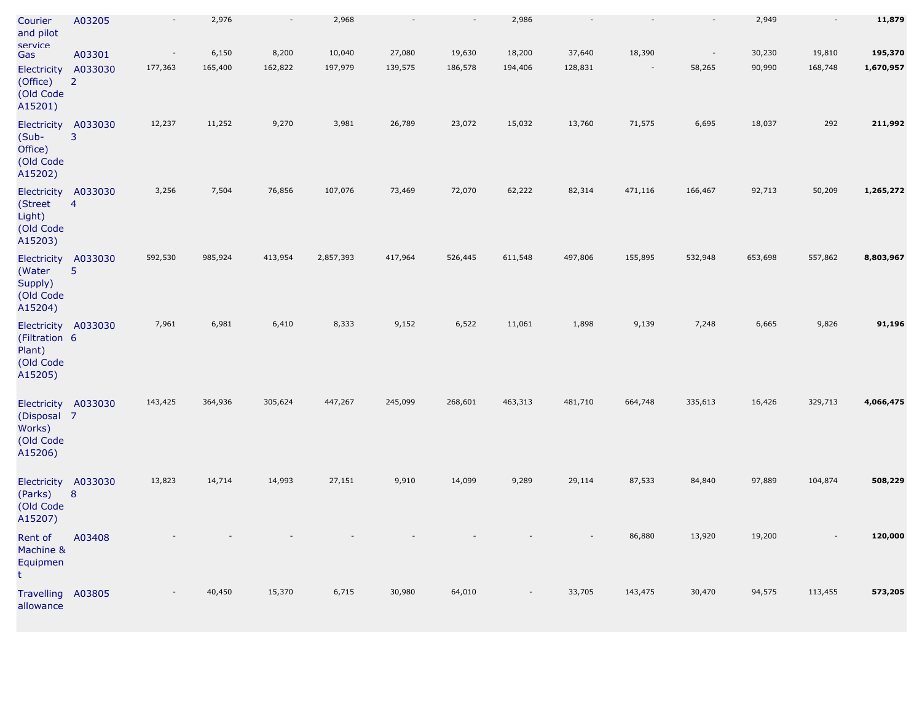| | | | | | | | | | | | | | | |
|---|---|---|---|---|---|---|---|---|---|---|---|---|---|---|
| Courier and pilot service | A03205 | - | 2,976 | - | 2,968 | - | - | 2,986 | - | - | - | 2,949 | - | **11,879** |
| Gas | A03301 | - | 6,150 | 8,200 | 10,040 | 27,080 | 19,630 | 18,200 | 37,640 | 18,390 | - | 30,230 | 19,810 | **195,370** |
| Electricity (Office) (Old Code A15201) | A0330302 | 177,363 | 165,400 | 162,822 | 197,979 | 139,575 | 186,578 | 194,406 | 128,831 | - | 58,265 | 90,990 | 168,748 | **1,670,957** |
| Electricity (Sub-Office) (Old Code A15202) | A0330303 | 12,237 | 11,252 | 9,270 | 3,981 | 26,789 | 23,072 | 15,032 | 13,760 | 71,575 | 6,695 | 18,037 | 292 | **211,992** |
| Electricity (Street Light) (Old Code A15203) | A0330304 | 3,256 | 7,504 | 76,856 | 107,076 | 73,469 | 72,070 | 62,222 | 82,314 | 471,116 | 166,467 | 92,713 | 50,209 | **1,265,272** |
| Electricity (Water Supply) (Old Code A15204) | A0330305 | 592,530 | 985,924 | 413,954 | 2,857,393 | 417,964 | 526,445 | 611,548 | 497,806 | 155,895 | 532,948 | 653,698 | 557,862 | **8,803,967** |
| Electricity (Filtration Plant) (Old Code A15205) | A0330306 | 7,961 | 6,981 | 6,410 | 8,333 | 9,152 | 6,522 | 11,061 | 1,898 | 9,139 | 7,248 | 6,665 | 9,826 | **91,196** |
| Electricity (Disposal Works) (Old Code A15206) | A0330307 | 143,425 | 364,936 | 305,624 | 447,267 | 245,099 | 268,601 | 463,313 | 481,710 | 664,748 | 335,613 | 16,426 | 329,713 | **4,066,475** |
| Electricity (Parks) (Old Code A15207) | A0330308 | 13,823 | 14,714 | 14,993 | 27,151 | 9,910 | 14,099 | 9,289 | 29,114 | 87,533 | 84,840 | 97,889 | 104,874 | **508,229** |
| Rent of Machine & Equipment | A03408 | - | - | - | - | - | - | - | - | 86,880 | 13,920 | 19,200 | - | **120,000** |
| Travelling allowance | A03805 | - | 40,450 | 15,370 | 6,715 | 30,980 | 64,010 | - | 33,705 | 143,475 | 30,470 | 94,575 | 113,455 | **573,205** |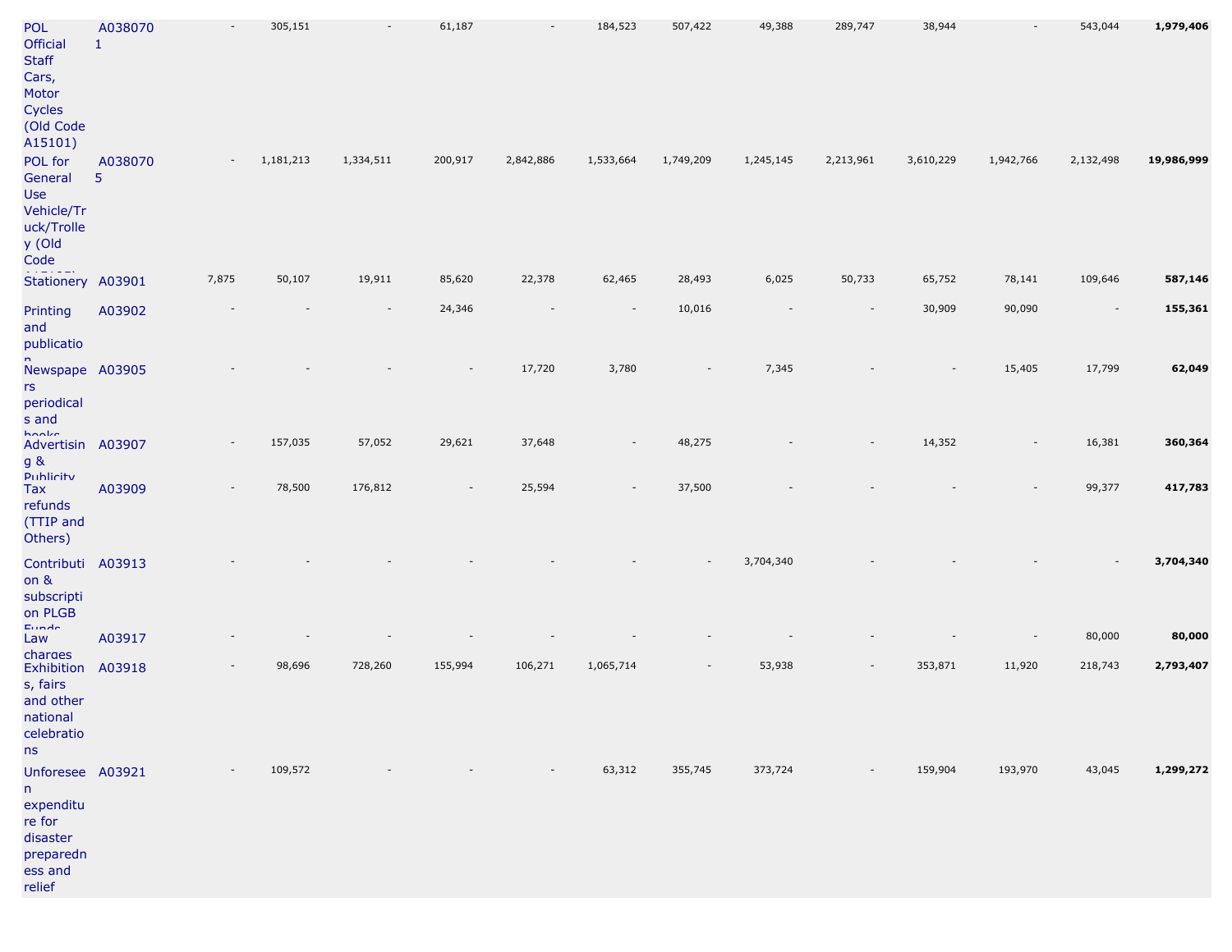| | | | | | | | | | | | | | | |
|---|---|---|---|---|---|---|---|---|---|---|---|---|---|---|
| POL Official Staff Cars, Motor Cycles (Old Code A15101) | A0380701 | - | 305,151 | - | 61,187 | - | 184,523 | 507,422 | 49,388 | 289,747 | 38,944 | - | 543,044 | **1,979,406** |
| POL for General Use Vehicle/Truck/Trolley (Old Code | A0380705 | - | 1,181,213 | 1,334,511 | 200,917 | 2,842,886 | 1,533,664 | 1,749,209 | 1,245,145 | 2,213,961 | 3,610,229 | 1,942,766 | 2,132,498 | **19,986,999** |
| Stationery | A03901 | 7,875 | 50,107 | 19,911 | 85,620 | 22,378 | 62,465 | 28,493 | 6,025 | 50,733 | 65,752 | 78,141 | 109,646 | **587,146** |
| Printing and publication | A03902 | - | - | - | 24,346 | - | - | 10,016 | - | - | 30,909 | 90,090 | - | **155,361** |
| Newspapers periodicals and books | A03905 | - | - | - | - | 17,720 | 3,780 | - | 7,345 | - | - | 15,405 | 17,799 | **62,049** |
| Advertising & Publicity | A03907 | - | 157,035 | 57,052 | 29,621 | 37,648 | - | 48,275 | - | - | 14,352 | - | 16,381 | **360,364** |
| Tax refunds (TTIP and Others) | A03909 | - | 78,500 | 176,812 | - | 25,594 | - | 37,500 | - | - | - | - | 99,377 | **417,783** |
| Contribution & subscription PLGB Funds | A03913 | - | - | - | - | - | - | - | 3,704,340 | - | - | - | - | **3,704,340** |
| Law charges | A03917 | - | - | - | - | - | - | - | - | - | - | - | 80,000 | **80,000** |
| Exhibitions, fairs and other national celebrations | A03918 | - | 98,696 | 728,260 | 155,994 | 106,271 | 1,065,714 | - | 53,938 | - | 353,871 | 11,920 | 218,743 | **2,793,407** |
| Unforeseen expenditure for disaster preparedness and relief | A03921 | - | 109,572 | - | - | - | 63,312 | 355,745 | 373,724 | - | 159,904 | 193,970 | 43,045 | **1,299,272** |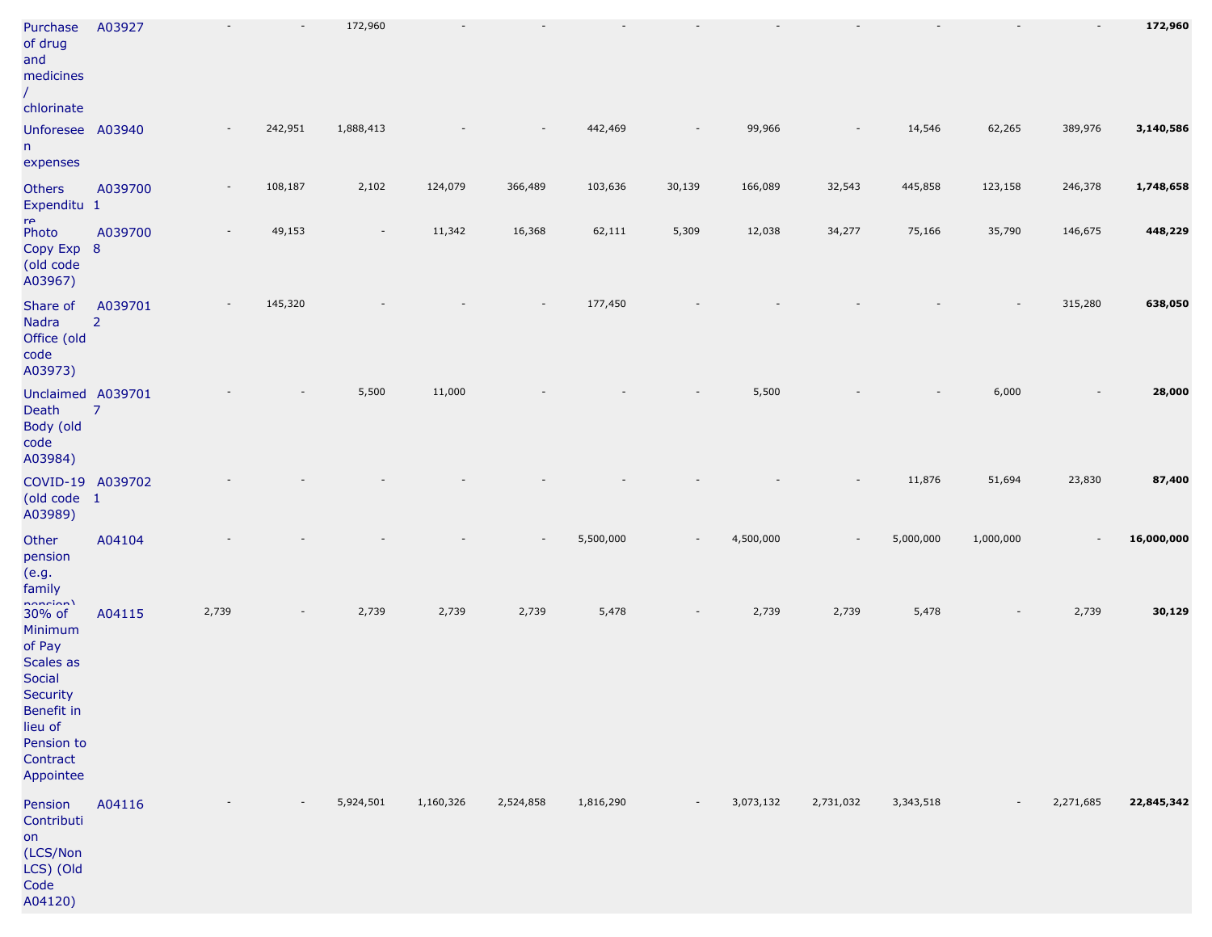| | | | | | | | | | | | | | | |
|---|---|---|---|---|---|---|---|---|---|---|---|---|---|---|
| Purchase of drug and medicines / chlorinate | A03927 | - | - | 172,960 | - | - | - | - | - | - | - | - | - | **172,960** |
| Unforeseen expenses | A03940 | - | 242,951 | 1,888,413 | - | - | 442,469 | - | 99,966 | - | 14,546 | 62,265 | 389,976 | **3,140,586** |
| Others Expenditure | A0397001 | - | 108,187 | 2,102 | 124,079 | 366,489 | 103,636 | 30,139 | 166,089 | 32,543 | 445,858 | 123,158 | 246,378 | **1,748,658** |
| Photo Copy Exp (old code A03967) | A0397008 | - | 49,153 | - | 11,342 | 16,368 | 62,111 | 5,309 | 12,038 | 34,277 | 75,166 | 35,790 | 146,675 | **448,229** |
| Share of Nadra Office (old code A03973) | A0397012 | - | 145,320 | - | - | - | 177,450 | - | - | - | - | - | 315,280 | **638,050** |
| Unclaimed Death Body (old code A03984) | A0397017 | - | - | 5,500 | 11,000 | - | - | - | 5,500 | - | - | 6,000 | - | **28,000** |
| COVID-19 (old code A03989) | A0397021 | - | - | - | - | - | - | - | - | - | 11,876 | 51,694 | 23,830 | **87,400** |
| Other pension (e.g. family pension) | A04104 | - | - | - | - | - | 5,500,000 | - | 4,500,000 | - | 5,000,000 | 1,000,000 | - | **16,000,000** |
| 30% of Minimum of Pay Scales as Social Security Benefit in lieu of Pension to Contract Appointee | A04115 | 2,739 | - | 2,739 | 2,739 | 2,739 | 5,478 | - | 2,739 | 2,739 | 5,478 | - | 2,739 | **30,129** |
| Pension Contribution (LCS/Non LCS) (Old Code A04120) | A04116 | - | - | 5,924,501 | 1,160,326 | 2,524,858 | 1,816,290 | - | 3,073,132 | 2,731,032 | 3,343,518 | - | 2,271,685 | **22,845,342** |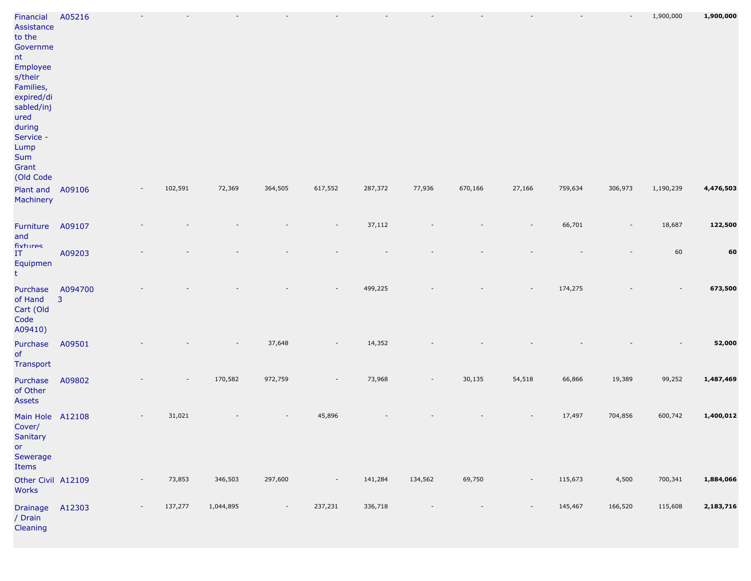| | | | | | | | | | | | | | | |
|---|---|---|---|---|---|---|---|---|---|---|---|---|---|---|
| Financial Assistance to the Government Employees/their Families, expired/disabled/injured during Service - Lump Sum Grant (Old Code | A05216 | - | - | - | - | - | - | - | - | - | - | - | 1,900,000 | **1,900,000** |
| Plant and Machinery | A09106 | - | 102,591 | 72,369 | 364,505 | 617,552 | 287,372 | 77,936 | 670,166 | 27,166 | 759,634 | 306,973 | 1,190,239 | **4,476,503** |
| Furniture and fixtures | A09107 | - | - | - | - | - | 37,112 | - | - | - | 66,701 | - | 18,687 | **122,500** |
| IT Equipment | A09203 | - | - | - | - | - | - | - | - | - | - | - | 60 | **60** |
| Purchase of Hand Cart (Old Code A09410) | A0947003 | - | - | - | - | - | 499,225 | - | - | - | 174,275 | - | - | **673,500** |
| Purchase of Transport | A09501 | - | - | - | 37,648 | - | 14,352 | - | - | - | - | - | - | **52,000** |
| Purchase of Other Assets | A09802 | - | - | 170,582 | 972,759 | - | 73,968 | - | 30,135 | 54,518 | 66,866 | 19,389 | 99,252 | **1,487,469** |
| Main Hole Cover/ Sanitary or Sewerage Items | A12108 | - | 31,021 | - | - | 45,896 | - | - | - | - | 17,497 | 704,856 | 600,742 | **1,400,012** |
| Other Civil Works | A12109 | - | 73,853 | 346,503 | 297,600 | - | 141,284 | 134,562 | 69,750 | - | 115,673 | 4,500 | 700,341 | **1,884,066** |
| Drainage / Drain Cleaning | A12303 | - | 137,277 | 1,044,895 | - | 237,231 | 336,718 | - | - | - | 145,467 | 166,520 | 115,608 | **2,183,716** |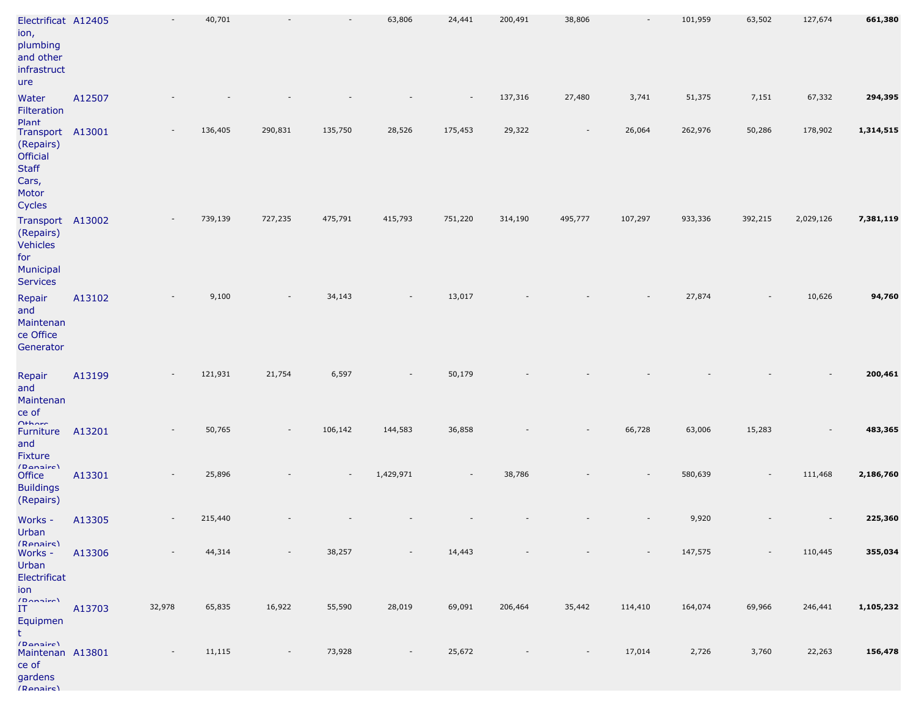| | | | | | | | | | | | | | | |
|---|---|---|---|---|---|---|---|---|---|---|---|---|---|---|
| Electrification, plumbing and other infrastructure | A12405 | - | 40,701 | - | - | 63,806 | 24,441 | 200,491 | 38,806 | - | 101,959 | 63,502 | 127,674 | **661,380** |
| Water Filteration Plant | A12507 | - | - | - | - | - | - | 137,316 | 27,480 | 3,741 | 51,375 | 7,151 | 67,332 | **294,395** |
| Transport (Repairs) Official Staff Cars, Motor Cycles | A13001 | - | 136,405 | 290,831 | 135,750 | 28,526 | 175,453 | 29,322 | - | 26,064 | 262,976 | 50,286 | 178,902 | **1,314,515** |
| Transport (Repairs) Vehicles for Municipal Services | A13002 | - | 739,139 | 727,235 | 475,791 | 415,793 | 751,220 | 314,190 | 495,777 | 107,297 | 933,336 | 392,215 | 2,029,126 | **7,381,119** |
| Repair and Maintenance Office Generator | A13102 | - | 9,100 | - | 34,143 | - | 13,017 | - | - | - | 27,874 | - | 10,626 | **94,760** |
| Repair and Maintenance of Others | A13199 | - | 121,931 | 21,754 | 6,597 | - | 50,179 | - | - | - | - | - | - | **200,461** |
| Furniture and Fixture (Repairs) | A13201 | - | 50,765 | - | 106,142 | 144,583 | 36,858 | - | - | 66,728 | 63,006 | 15,283 | - | **483,365** |
| Office Buildings (Repairs) | A13301 | - | 25,896 | - | - | 1,429,971 | - | 38,786 | - | - | 580,639 | - | 111,468 | **2,186,760** |
| Works - Urban (Repairs) | A13305 | - | 215,440 | - | - | - | - | - | - | - | 9,920 | - | - | **225,360** |
| Works - Urban Electrification (Repairs) | A13306 | - | 44,314 | - | 38,257 | - | 14,443 | - | - | - | 147,575 | - | 110,445 | **355,034** |
| IT Equipment (Repairs) | A13703 | 32,978 | 65,835 | 16,922 | 55,590 | 28,019 | 69,091 | 206,464 | 35,442 | 114,410 | 164,074 | 69,966 | 246,441 | **1,105,232** |
| Maintenance of gardens (Repairs) | A13801 | - | 11,115 | - | 73,928 | - | 25,672 | - | - | 17,014 | 2,726 | 3,760 | 22,263 | **156,478** |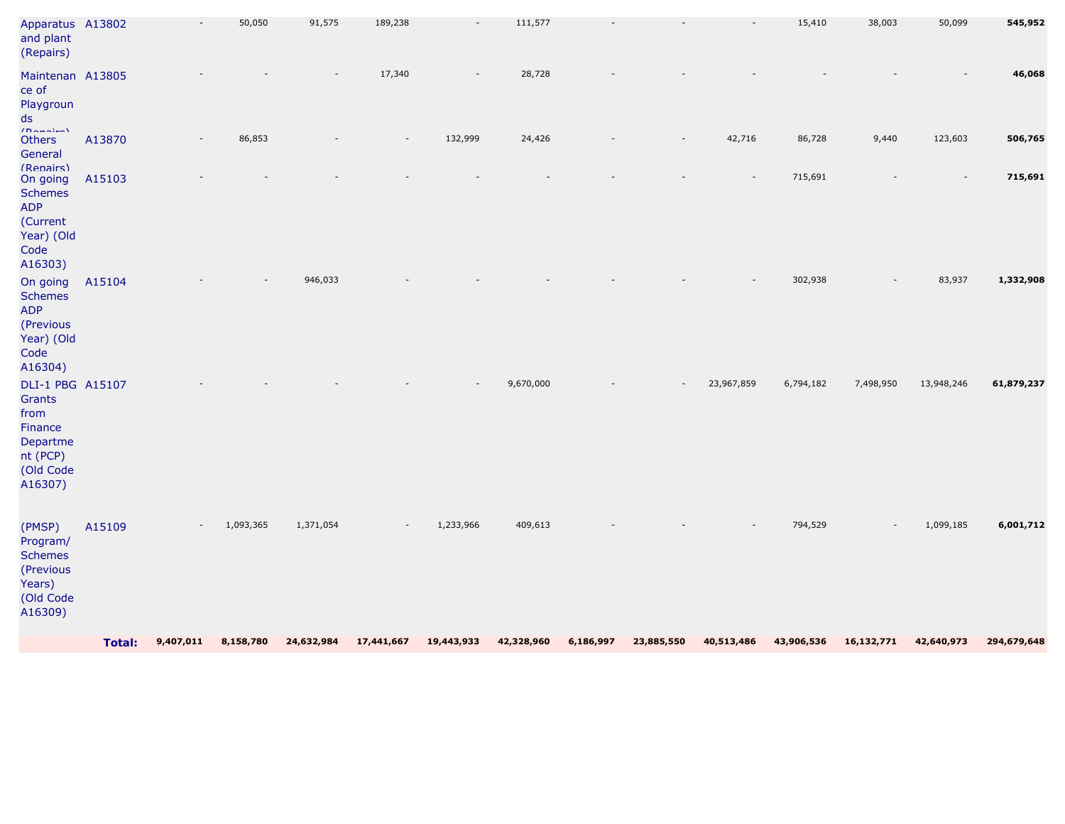| | | | | | | | | | | | | | | |
|---|---|---|---|---|---|---|---|---|---|---|---|---|---|---|
| Apparatus and plant (Repairs) | A13802 | - | 50,050 | 91,575 | 189,238 | - | 111,577 | - | - | - | 15,410 | 38,003 | 50,099 | **545,952** |
| Maintenance of Playgrounds (Repairs) | A13805 | - | - | - | 17,340 | - | 28,728 | - | - | - | - | - | - | **46,068** |
| Others General (Repairs) | A13870 | - | 86,853 | - | - | 132,999 | 24,426 | - | - | 42,716 | 86,728 | 9,440 | 123,603 | **506,765** |
| On going Schemes ADP (Current Year) (Old Code A16303) | A15103 | - | - | - | - | - | - | - | - | - | 715,691 | - | - | **715,691** |
| On going Schemes ADP (Previous Year) (Old Code A16304) | A15104 | - | - | 946,033 | - | - | - | - | - | - | 302,938 | - | 83,937 | **1,332,908** |
| DLI-1 PBG Grants from Finance Department (PCP) (Old Code A16307) | A15107 | - | - | - | - | - | 9,670,000 | - | - | 23,967,859 | 6,794,182 | 7,498,950 | 13,948,246 | **61,879,237** |
| (PMSP) Program/ Schemes (Previous Years) (Old Code A16309) | A15109 | - | 1,093,365 | 1,371,054 | - | 1,233,966 | 409,613 | - | - | - | 794,529 | - | 1,099,185 | **6,001,712** |
| | **Total:** | **9,407,011** | **8,158,780** | **24,632,984** | **17,441,667** | **19,443,933** | **42,328,960** | **6,186,997** | **23,885,550** | **40,513,486** | **43,906,536** | **16,132,771** | **42,640,973** | **294,679,648** |